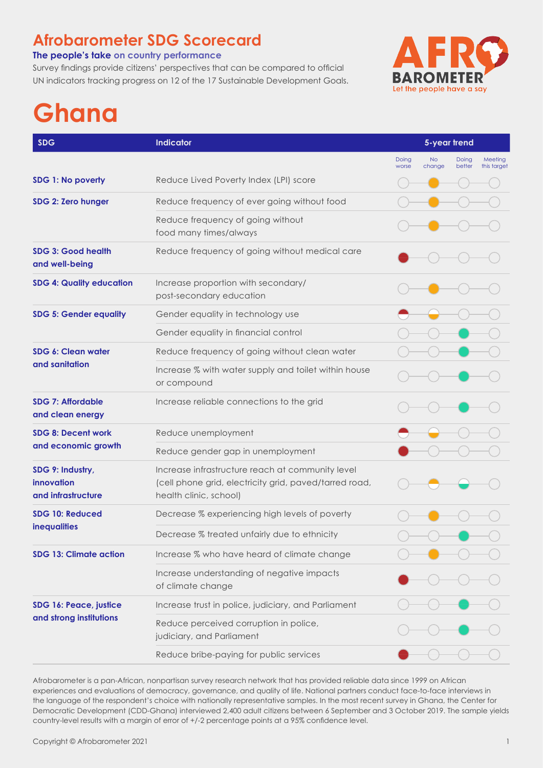# Afrobarometer SDG Scorecard

**The people's take on country performance**

Survey findings provide citizens' perspectives that can be compared to official UN indicators tracking progress on 12 of the 17 Sustainable Development Goals.

# Ghana

| SDG | Indicator | 5-year trend | | | |
|---|---|---|---|---|---|
| | | Doing worse | No change | Doing better | Meeting this target |
| **SDG 1: No poverty** | Reduce Lived Poverty Index (LPI) score | | ● | | |
| **SDG 2: Zero hunger** | Reduce frequency of ever going without food | | ● | | |
| | Reduce frequency of going without food many times/always | | ● | | |
| **SDG 3: Good health and well-being** | Reduce frequency of going without medical care | ● | | | |
| **SDG 4: Quality education** | Increase proportion with secondary/post-secondary education | | ● | | |
| **SDG 5: Gender equality** | Gender equality in technology use | ◐ | ◐ | | |
| | Gender equality in financial control | | | ● | |
| **SDG 6: Clean water and sanitation** | Reduce frequency of going without clean water | | | ● | |
| | Increase % with water supply and toilet within house or compound | | | ● | |
| **SDG 7: Affordable and clean energy** | Increase reliable connections to the grid | | | ● | |
| **SDG 8: Decent work and economic growth** | Reduce unemployment | ◐ | ◐ | | |
| | Reduce gender gap in unemployment | ● | | | |
| **SDG 9: Industry, innovation and infrastructure** | Increase infrastructure reach at community level (cell phone grid, electricity grid, paved/tarred road, health clinic, school) | | ◐ | ◐ | |
| **SDG 10: Reduced inequalities** | Decrease % experiencing high levels of poverty | | ● | | |
| | Decrease % treated unfairly due to ethnicity | | | ● | |
| **SDG 13: Climate action** | Increase % who have heard of climate change | | ● | | |
| | Increase understanding of negative impacts of climate change | ● | | | |
| **SDG 16: Peace, justice and strong institutions** | Increase trust in police, judiciary, and Parliament | | | ● | |
| | Reduce perceived corruption in police, judiciary, and Parliament | | | ● | |
| | Reduce bribe-paying for public services | ● | | | |

Afrobarometer is a pan-African, nonpartisan survey research network that has provided reliable data since 1999 on African experiences and evaluations of democracy, governance, and quality of life. National partners conduct face-to-face interviews in the language of the respondent's choice with nationally representative samples. In the most recent survey in Ghana, the Center for Democratic Development (CDD-Ghana) interviewed 2,400 adult citizens between 6 September and 3 October 2019. The sample yields country-level results with a margin of error of +/-2 percentage points at a 95% confidence level.

Copyright © Afrobarometer 2021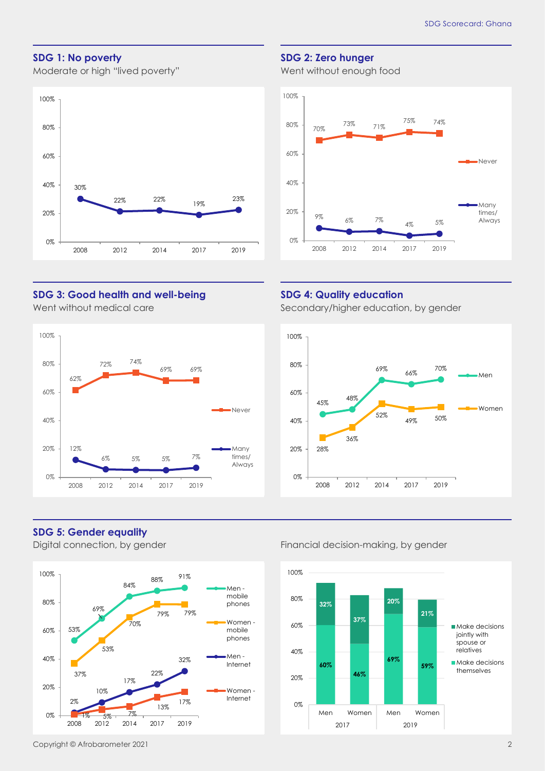## SDG 1: No poverty

Moderate or high "lived poverty"

100%
80%
60%
40%
20%
0%

30% 22% 22% 19% 23%

2008 2012 2014 2017 2019

## SDG 2: Zero hunger

Went without enough food

100%
80%
60%
40%
20%
0%

70% 73% 71% 75% 74%

9% 6% 7% 4% 5%

2008 2012 2014 2017 2019

Never

Many times/ Always

## SDG 3: Good health and well-being

Went without medical care

100%
80%
60%
40%
20%
0%

62% 72% 74% 69% 69%

12% 6% 5% 5% 7%

2008 2012 2014 2017 2019

Never

Many times/ Always

## SDG 4: Quality education

Secondary/higher education, by gender

100%
80%
60%
40%
20%
0%

45% 48% 69% 66% 70%

28% 36% 52% 49% 50%

2008 2012 2014 2017 2019

Men

Women

## SDG 5: Gender equality

Digital connection, by gender

100%
80%
60%
40%
20%
0%

53% 69% 84% 88% 91%

37% 53% 70% 79% 79%

2% 10% 17% 22% 32%

1% 5% 7% 13% 17%

2008 2012 2014 2017 2019

Men - mobile phones

Women - mobile phones

Men - Internet

Women - Internet

Financial decision-making, by gender

100%
80%
60%
40%
20%
0%

32% 37% 20% 21%

60% 46% 69% 59%

Men Women Men Women

2017 2019

Make decisions jointly with spouse or relatives

Make decisions themselves

Copyright © Afrobarometer 2021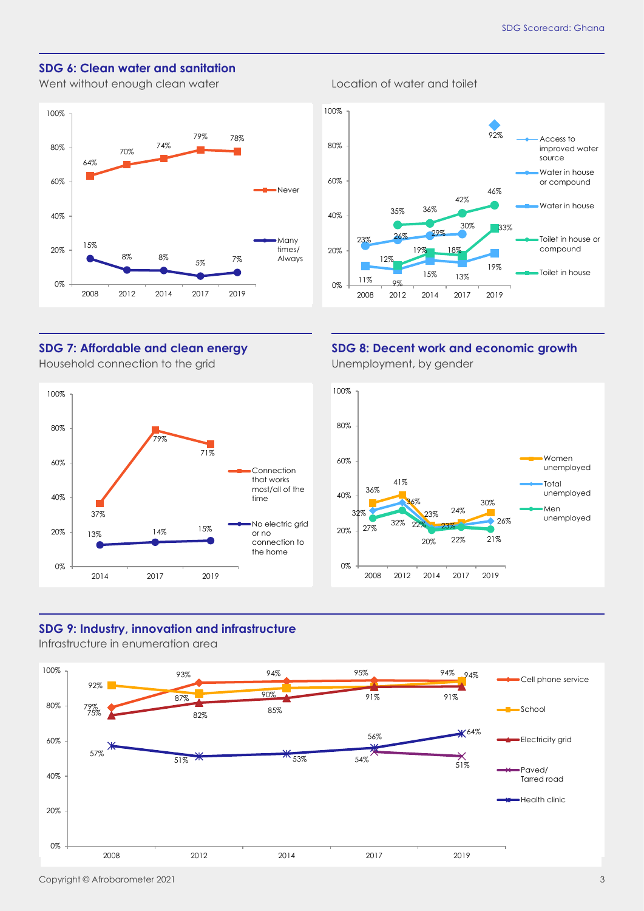## SDG 6: Clean water and sanitation

Went without enough clean water

100%
80%
60%
40%
20%
0%
2008
2012
2014
2017
2019

64%
70%
74%
79%
78%
Never

15%
8%
8%
5%
7%
Many times/ Always

Location of water and toilet

100%
80%
60%
40%
20%
0%
2008
2012
2014
2017
2019

92%
Access to improved water source

23%
26%
29%
30%
Water in house or compound

11%
9%
15%
13%
19%
Water in house

35%
36%
42%
46%
Toilet in house or compound

12%
19%
18%
33%
Toilet in house

## SDG 7: Affordable and clean energy

Household connection to the grid

100%
80%
60%
40%
20%
0%
2014
2017
2019

37%
79%
71%
Connection that works most/all of the time

13%
14%
15%
No electric grid or no connection to the home

## SDG 8: Decent work and economic growth

Unemployment, by gender

100%
80%
60%
40%
20%
0%
2008
2012
2014
2017
2019

36%
41%
23%
24%
30%
Women unemployed

32%
36%
22%
23%
26%
Total unemployed

27%
32%
20%
22%
21%
Men unemployed

## SDG 9: Industry, innovation and infrastructure

Infrastructure in enumeration area

100%
80%
60%
40%
20%
0%
2008
2012
2014
2017
2019

79%
93%
94%
95%
94%
Cell phone service

92%
87%
90%
94%
School

75%
82%
85%
91%
91%
Electricity grid

54%
51%
Paved/ Tarred road

57%
51%
53%
56%
64%
Health clinic

Copyright © Afrobarometer 2021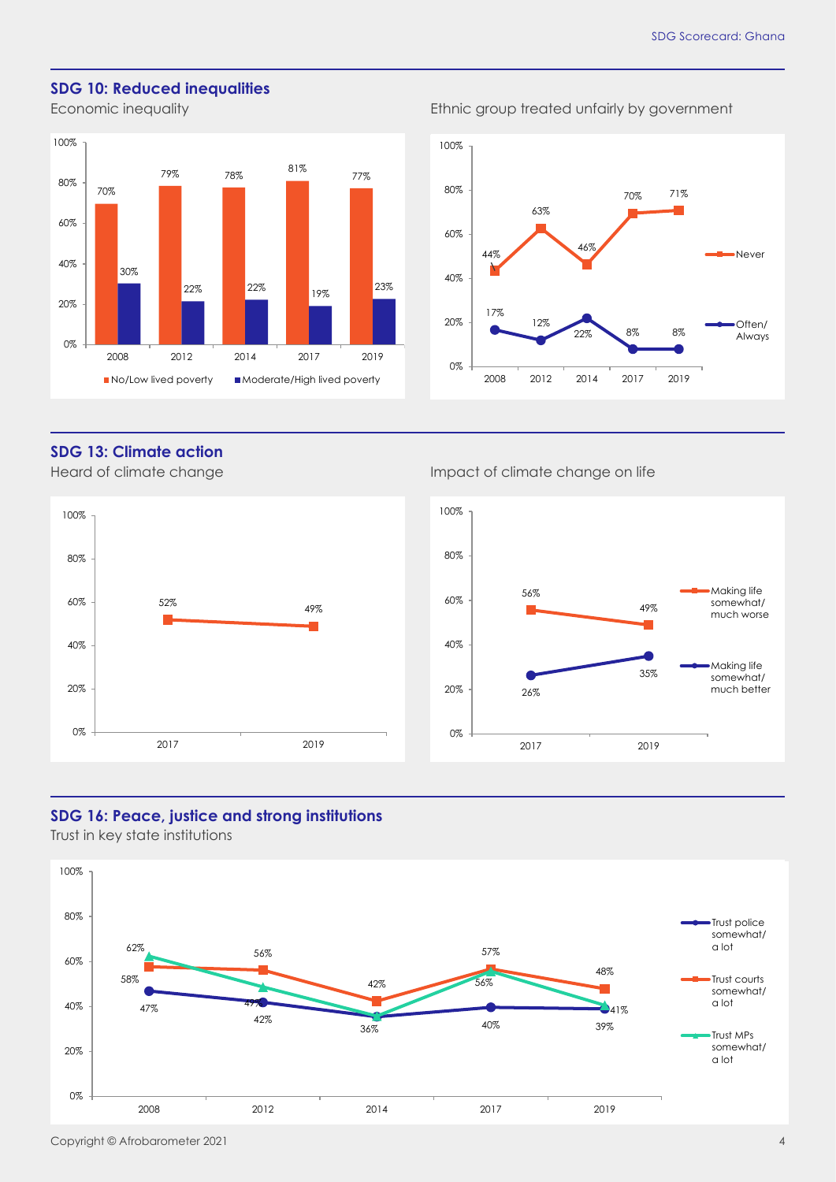## SDG 10: Reduced inequalities

Economic inequality

100%
80%
60%
40%
20%
0%

70% 30%
79% 22%
78% 22%
81% 19%
77% 23%

2008 2012 2014 2017 2019

No/Low lived poverty
Moderate/High lived poverty

Ethnic group treated unfairly by government

100%
80%
60%
40%
20%
0%

44% 63% 46% 70% 71%
17% 12% 22% 8% 8%

2008 2012 2014 2017 2019

Never
Often/ Always

## SDG 13: Climate action

Heard of climate change

100%
80%
60%
40%
20%
0%

52% 49%

2017 2019

Impact of climate change on life

100%
80%
60%
40%
20%
0%

56% 49%
26% 35%

2017 2019

Making life somewhat/ much worse
Making life somewhat/ much better

## SDG 16: Peace, justice and strong institutions

Trust in key state institutions

100%
80%
60%
40%
20%
0%

62% 58% 47%
56% 47% 42%
42% 36%
57% 56% 40%
48% 41% 39%

2008 2012 2014 2017 2019

Trust police somewhat/ a lot
Trust courts somewhat/ a lot
Trust MPs somewhat/ a lot

Copyright © Afrobarometer 2021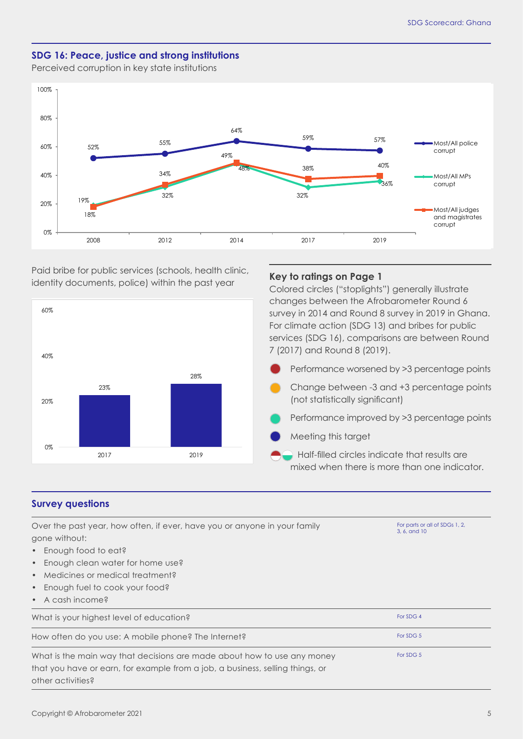## SDG 16: Peace, justice and strong institutions

Perceived corruption in key state institutions

100%
80%
60%
40%
20%
0%

2008 2012 2014 2017 2019

52% 55% 64% 59% 57%

49% 34% 38% 40%

19% 18% 32% 48% 32% 36%

Most/All police corrupt

Most/All MPs corrupt

Most/All judges and magistrates corrupt

Paid bribe for public services (schools, health clinic, identity documents, police) within the past year

60%
40%
20%
0%

23% 28%

2017 2019

### Key to ratings on Page 1

Colored circles ("stoplights") generally illustrate changes between the Afrobarometer Round 6 survey in 2014 and Round 8 survey in 2019 in Ghana. For climate action (SDG 13) and bribes for public services (SDG 16), comparisons are between Round 7 (2017) and Round 8 (2019).

- Performance worsened by >3 percentage points
- Change between -3 and +3 percentage points (not statistically significant)
- Performance improved by >3 percentage points
- Meeting this target
- Half-filled circles indicate that results are mixed when there is more than one indicator.

## Survey questions

| | |
|---|---|
| Over the past year, how often, if ever, have you or anyone in your family gone without:<br>• Enough food to eat?<br>• Enough clean water for home use?<br>• Medicines or medical treatment?<br>• Enough fuel to cook your food?<br>• A cash income? | For parts or all of SDGs 1, 2, 3, 6, and 10 |
| What is your highest level of education? | For SDG 4 |
| How often do you use: A mobile phone? The Internet? | For SDG 5 |
| What is the main way that decisions are made about how to use any money that you have or earn, for example from a job, a business, selling things, or other activities? | For SDG 5 |

Copyright © Afrobarometer 2021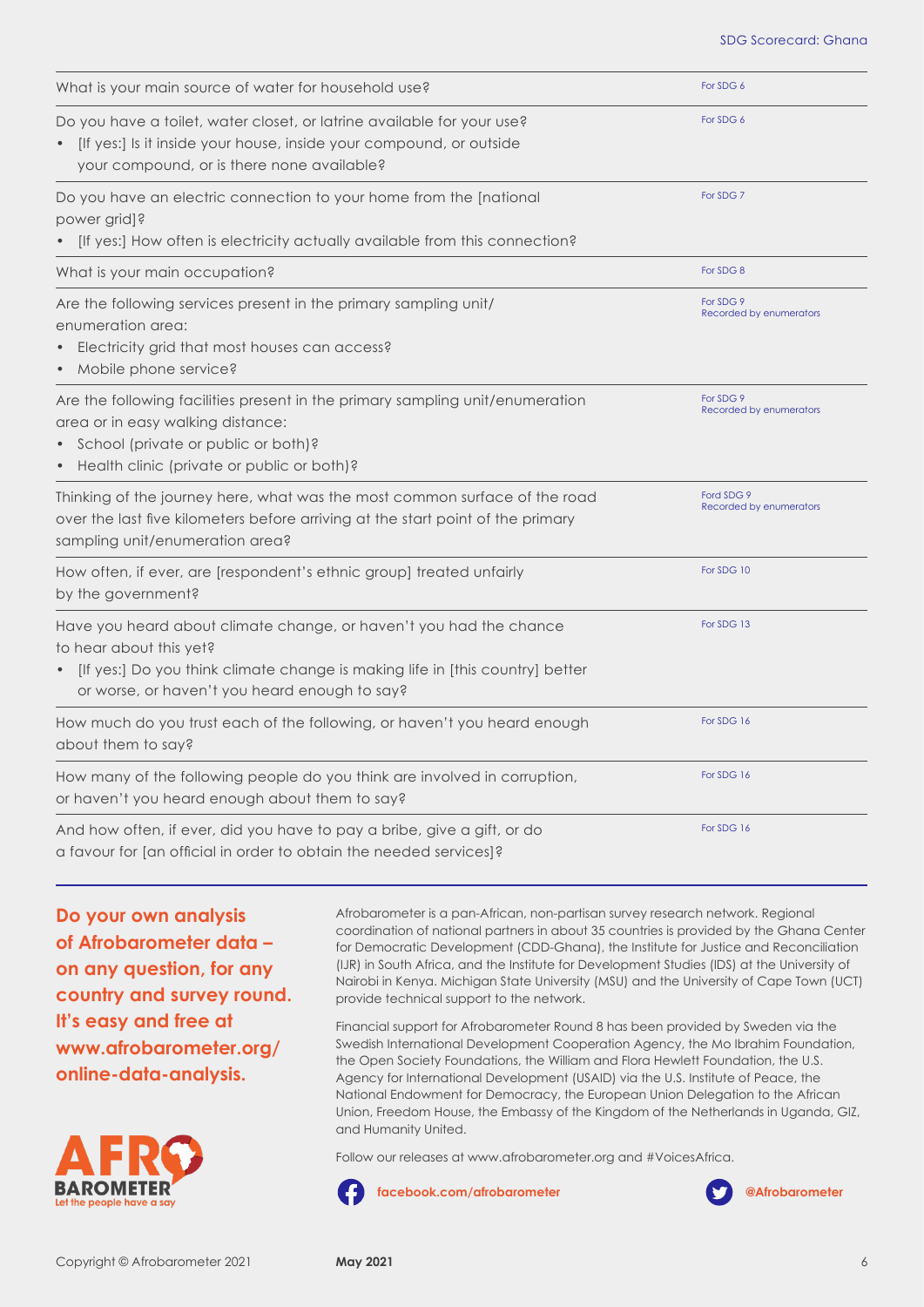| | |
|---|---|
| What is your main source of water for household use? | For SDG 6 |
| Do you have a toilet, water closet, or latrine available for your use?<br>• [If yes:] Is it inside your house, inside your compound, or outside your compound, or is there none available? | For SDG 6 |
| Do you have an electric connection to your home from the [national power grid]?<br>• [If yes:] How often is electricity actually available from this connection? | For SDG 7 |
| What is your main occupation? | For SDG 8 |
| Are the following services present in the primary sampling unit/ enumeration area:<br>• Electricity grid that most houses can access?<br>• Mobile phone service? | For SDG 9<br>Recorded by enumerators |
| Are the following facilities present in the primary sampling unit/enumeration area or in easy walking distance:<br>• School (private or public or both)?<br>• Health clinic (private or public or both)? | For SDG 9<br>Recorded by enumerators |
| Thinking of the journey here, what was the most common surface of the road over the last five kilometers before arriving at the start point of the primary sampling unit/enumeration area? | Ford SDG 9<br>Recorded by enumerators |
| How often, if ever, are [respondent's ethnic group] treated unfairly by the government? | For SDG 10 |
| Have you heard about climate change, or haven't you had the chance to hear about this yet?<br>• [If yes:] Do you think climate change is making life in [this country] better or worse, or haven't you heard enough to say? | For SDG 13 |
| How much do you trust each of the following, or haven't you heard enough about them to say? | For SDG 16 |
| How many of the following people do you think are involved in corruption, or haven't you heard enough about them to say? | For SDG 16 |
| And how often, if ever, did you have to pay a bribe, give a gift, or do a favour for [an official in order to obtain the needed services]? | For SDG 16 |

**Do your own analysis of Afrobarometer data – on any question, for any country and survey round. It's easy and free at www.afrobarometer.org/online-data-analysis.**

Afrobarometer is a pan-African, non-partisan survey research network. Regional coordination of national partners in about 35 countries is provided by the Ghana Center for Democratic Development (CDD-Ghana), the Institute for Justice and Reconciliation (IJR) in South Africa, and the Institute for Development Studies (IDS) at the University of Nairobi in Kenya. Michigan State University (MSU) and the University of Cape Town (UCT) provide technical support to the network.

Financial support for Afrobarometer Round 8 has been provided by Sweden via the Swedish International Development Cooperation Agency, the Mo Ibrahim Foundation, the Open Society Foundations, the William and Flora Hewlett Foundation, the U.S. Agency for International Development (USAID) via the U.S. Institute of Peace, the National Endowment for Democracy, the European Union Delegation to the African Union, Freedom House, the Embassy of the Kingdom of the Netherlands in Uganda, GIZ, and Humanity United.

Follow our releases at www.afrobarometer.org and #VoicesAfrica.

facebook.com/afrobarometer

@Afrobarometer

AFROBAROMETER
Let the people have a say

Copyright © Afrobarometer 2021 **May 2021**